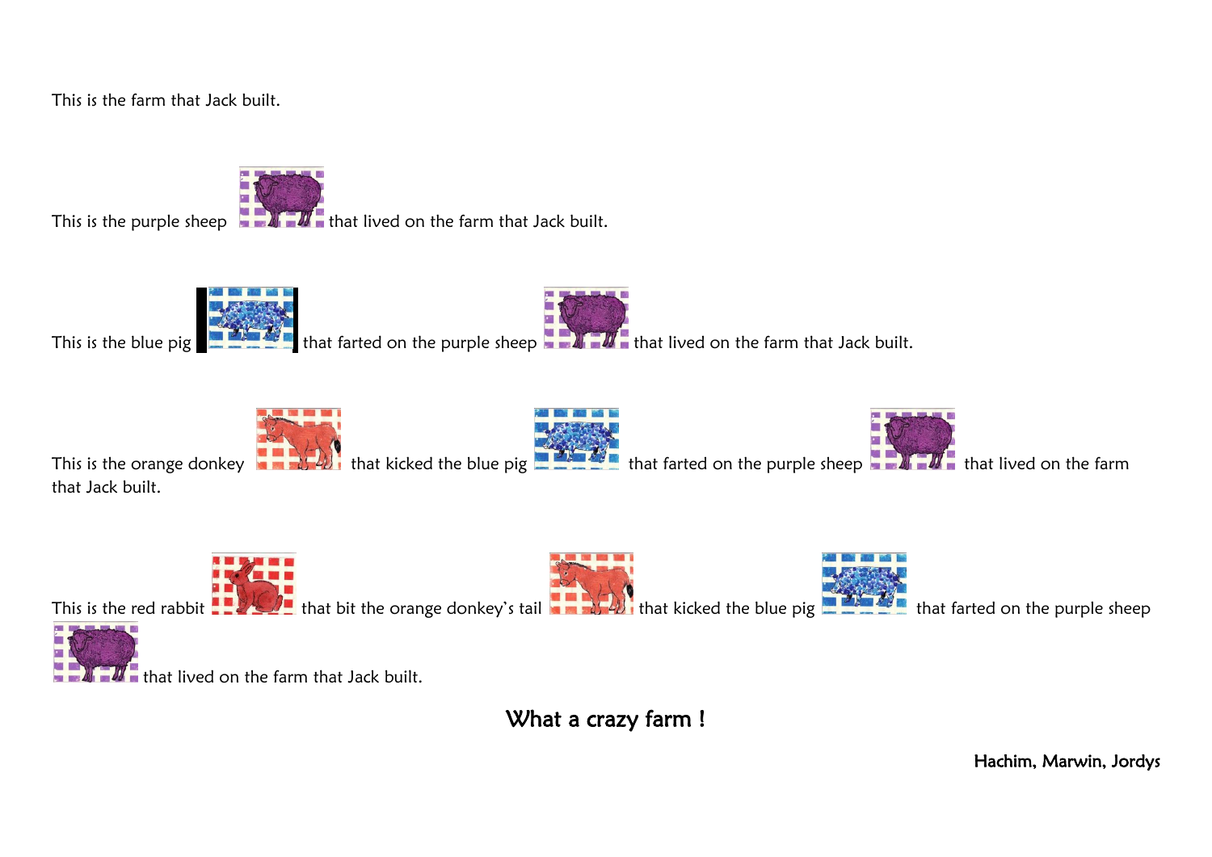This is the farm that Jack built.

This is the purple sheep that lived on the farm that Jack built.

This is the blue pig that farted on the purple sheep that lived on the farm that Jack built.

This is the orange donkey that kicked the blue pig that farted on the purple sheep that lived on the farm that Jack built.

This is the red rabbit that bit the orange donkey's tail that kicked the blue pig that farted on the purple sheep that lived on the farm that Jack built.

**What a crazy farm !**

Hachim, Marwin, Jordys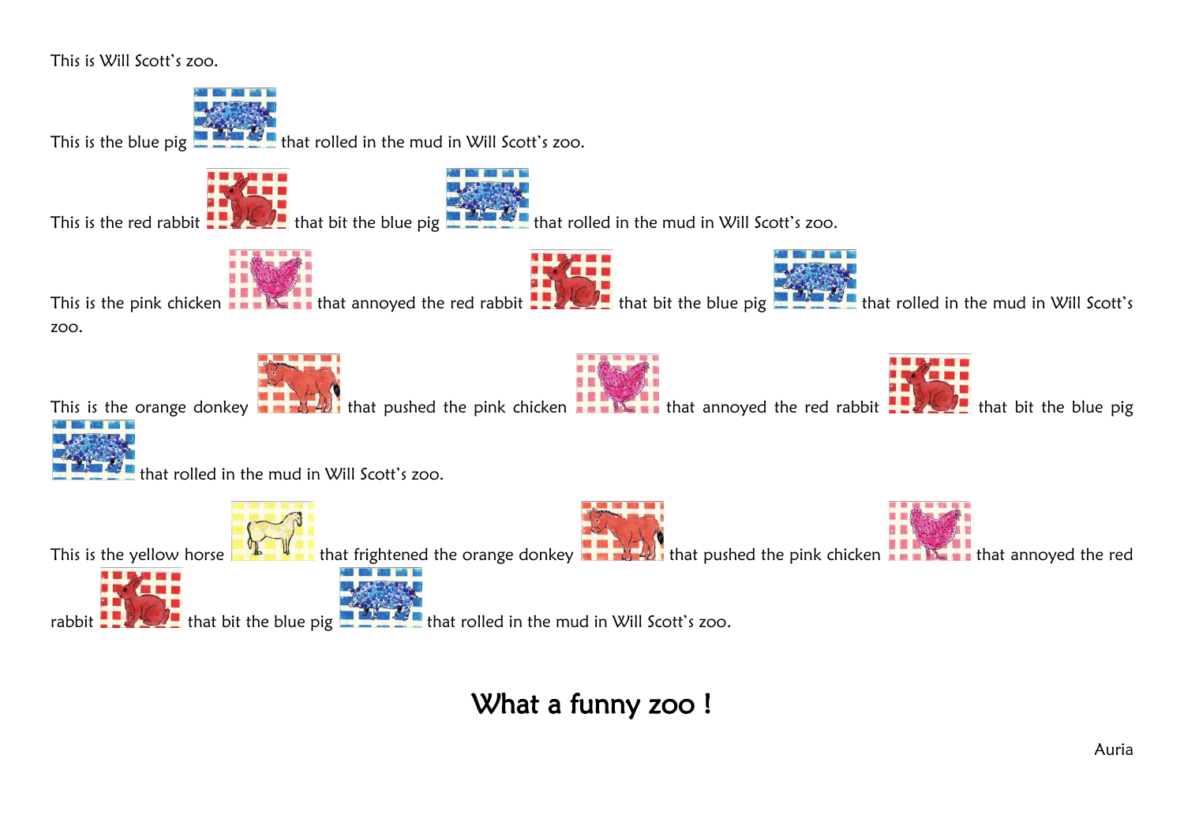This is Will Scott's zoo.

This is the blue pig that rolled in the mud in Will Scott's zoo.

This is the red rabbit that bit the blue pig that rolled in the mud in Will Scott's zoo.

This is the pink chicken that annoyed the red rabbit that bit the blue pig that rolled in the mud in Will Scott's zoo.

This is the orange donkey that pushed the pink chicken that annoyed the red rabbit that bit the blue pig that rolled in the mud in Will Scott's zoo.

This is the yellow horse that frightened the orange donkey that pushed the pink chicken that annoyed the red rabbit that bit the blue pig that rolled in the mud in Will Scott's zoo.

## What a funny zoo !

Auria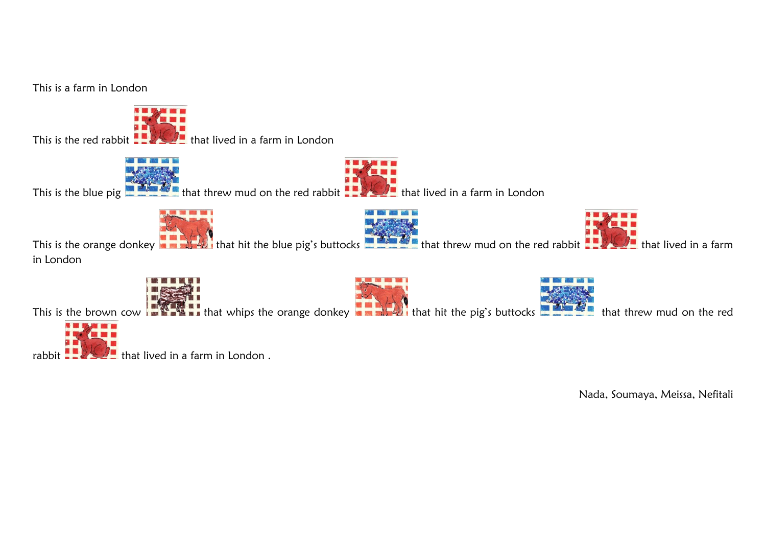This is a farm in London

This is the red rabbit that lived in a farm in London

This is the blue pig that threw mud on the red rabbit that lived in a farm in London

This is the orange donkey that hit the blue pig's buttocks that threw mud on the red rabbit that lived in a farm in London

This is the brown cow that whips the orange donkey that hit the pig's buttocks that threw mud on the red rabbit that lived in a farm in London .

Nada, Soumaya, Meissa, Nefitali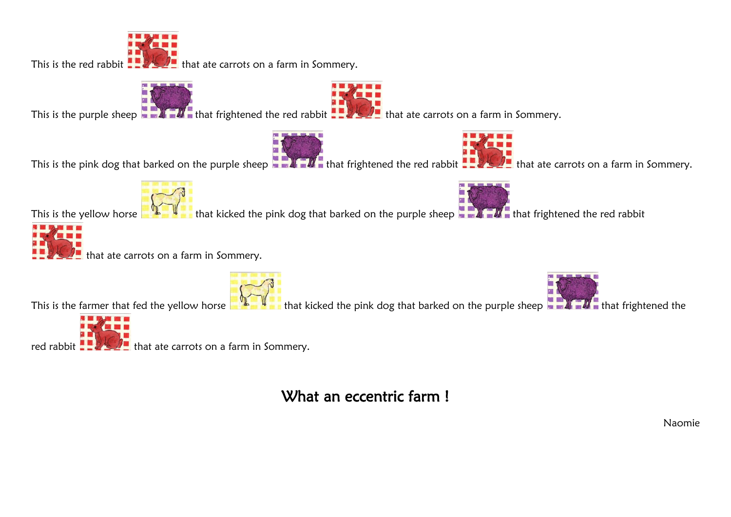This is the red rabbit that ate carrots on a farm in Sommery.

This is the purple sheep that frightened the red rabbit that ate carrots on a farm in Sommery.

This is the pink dog that barked on the purple sheep that frightened the red rabbit that ate carrots on a farm in Sommery.

This is the yellow horse that kicked the pink dog that barked on the purple sheep that frightened the red rabbit that ate carrots on a farm in Sommery.

This is the farmer that fed the yellow horse that kicked the pink dog that barked on the purple sheep that frightened the red rabbit that ate carrots on a farm in Sommery.

## What an eccentric farm !

Naomie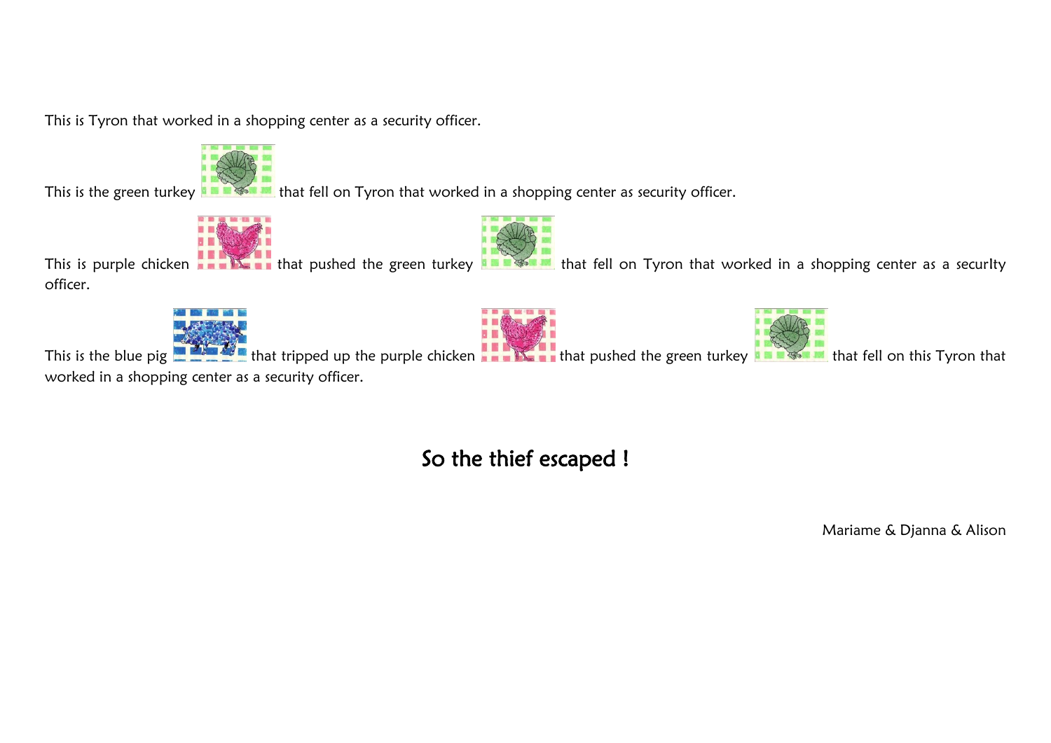This is Tyron that worked in a shopping center as a security officer.

This is the green turkey that fell on Tyron that worked in a shopping center as security officer.

This is purple chicken that pushed the green turkey that fell on Tyron that worked in a shopping center as a securIty officer.

This is the blue pig that tripped up the purple chicken that pushed the green turkey that fell on this Tyron that worked in a shopping center as a security officer.

## So the thief escaped !

Mariame & Djanna & Alison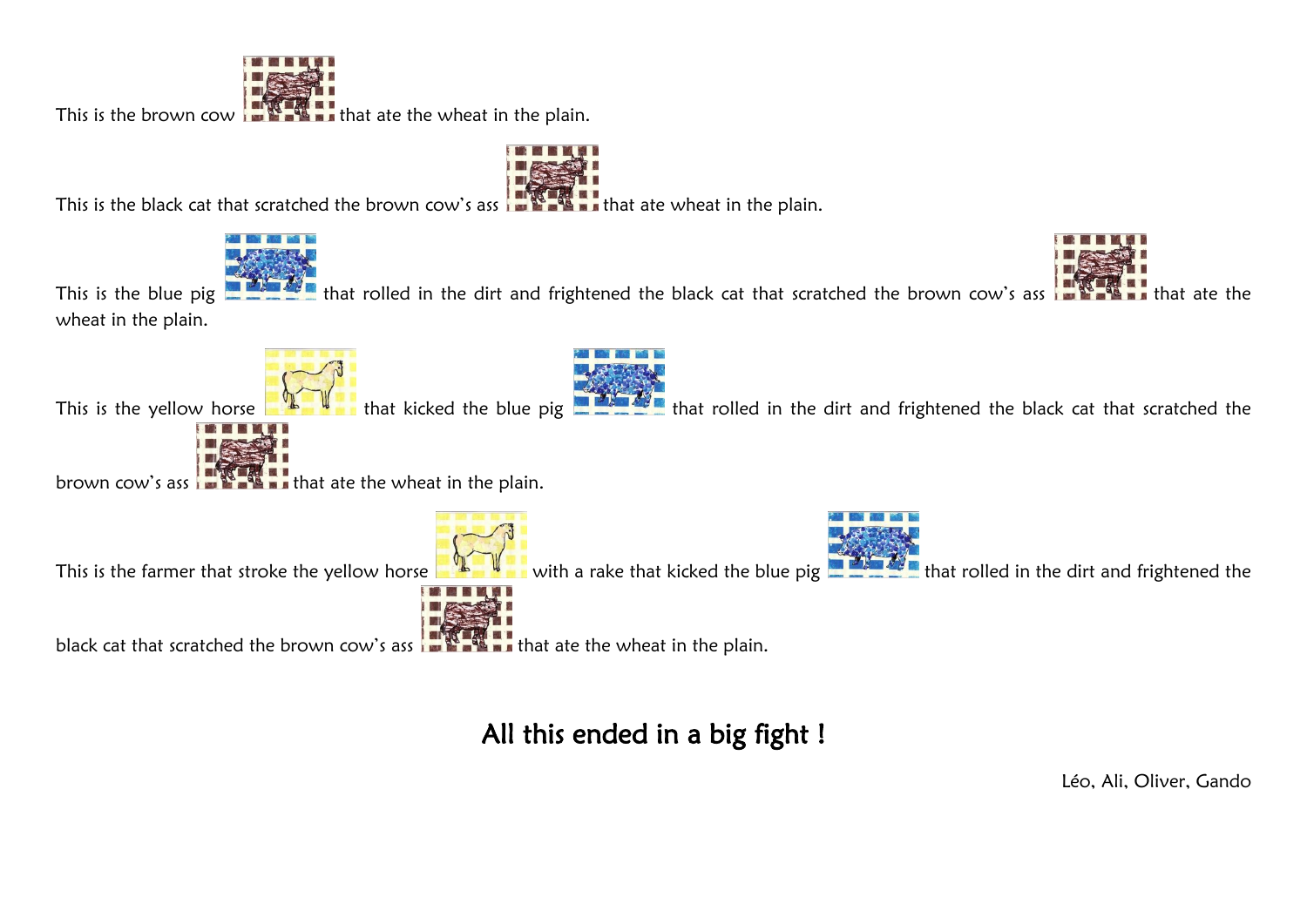This is the brown cow that ate the wheat in the plain.

This is the black cat that scratched the brown cow's ass that ate wheat in the plain.

This is the blue pig that rolled in the dirt and frightened the black cat that scratched the brown cow's ass that ate the wheat in the plain.

This is the yellow horse that kicked the blue pig that rolled in the dirt and frightened the black cat that scratched the brown cow's ass that ate the wheat in the plain.

This is the farmer that stroke the yellow horse with a rake that kicked the blue pig that rolled in the dirt and frightened the black cat that scratched the brown cow's ass that ate the wheat in the plain.

## All this ended in a big fight !

Léo, Ali, Oliver, Gando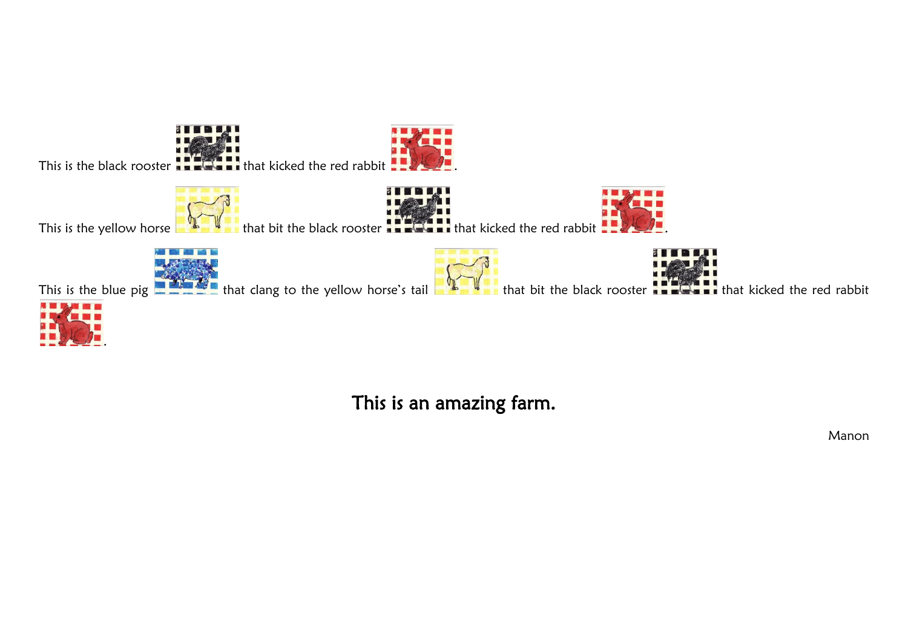This is the black rooster that kicked the red rabbit .

This is the yellow horse that bit the black rooster that kicked the red rabbit .

This is the blue pig that clang to the yellow horse's tail that bit the black rooster that kicked the red rabbit .

**This is an amazing farm.**

Manon